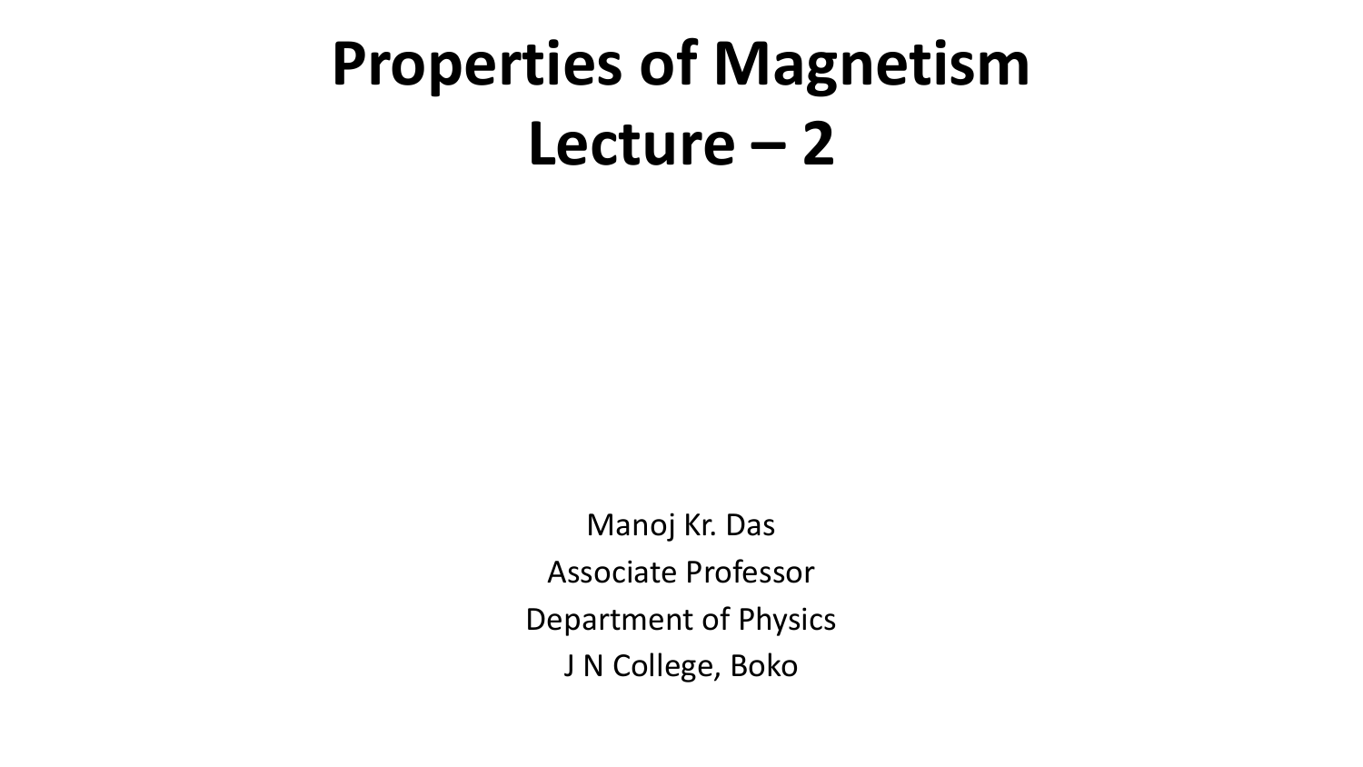# Properties of Magnetism
# Lecture – 2

Manoj Kr. Das

Associate Professor

Department of Physics

J N College, Boko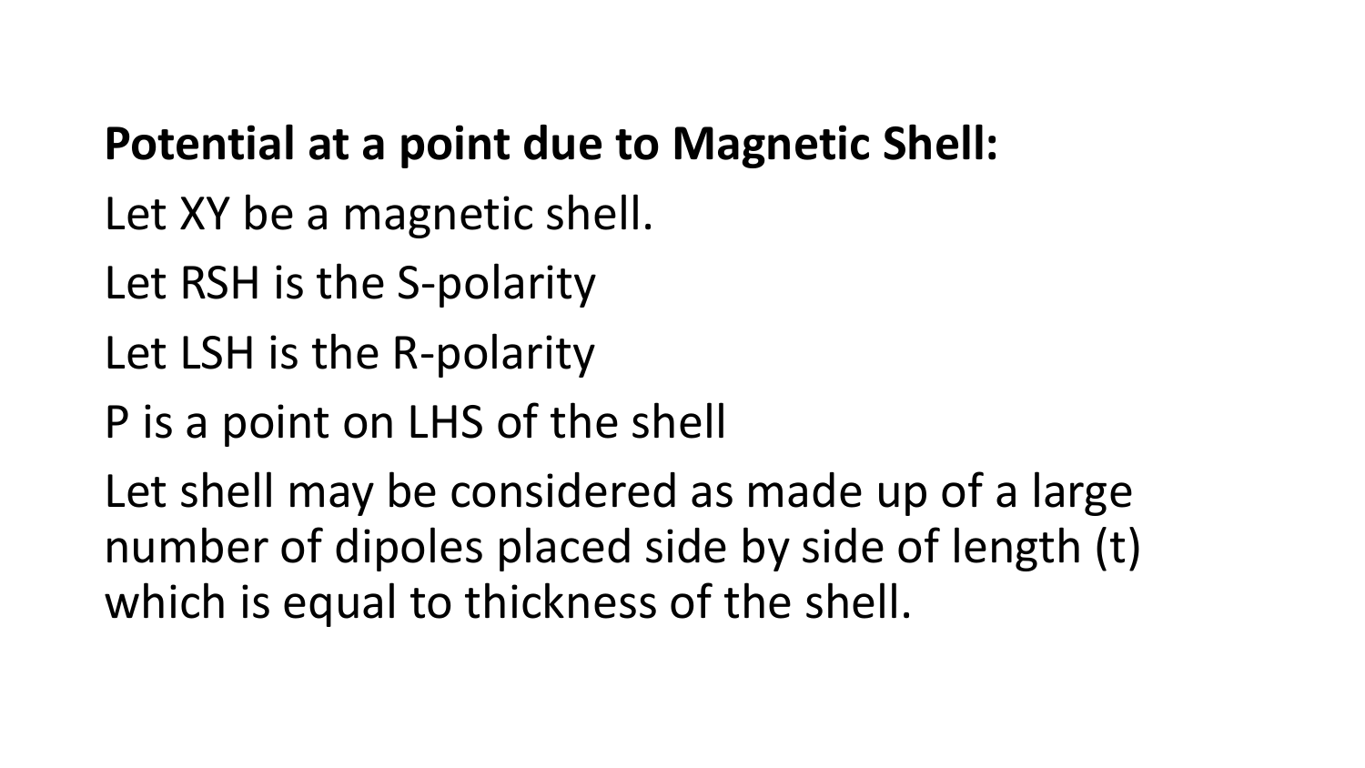**Potential at a point due to Magnetic Shell:**

Let XY be a magnetic shell.

Let RSH is the S-polarity

Let LSH is the R-polarity

P is a point on LHS of the shell

Let shell may be considered as made up of a large number of dipoles placed side by side of length (t) which is equal to thickness of the shell.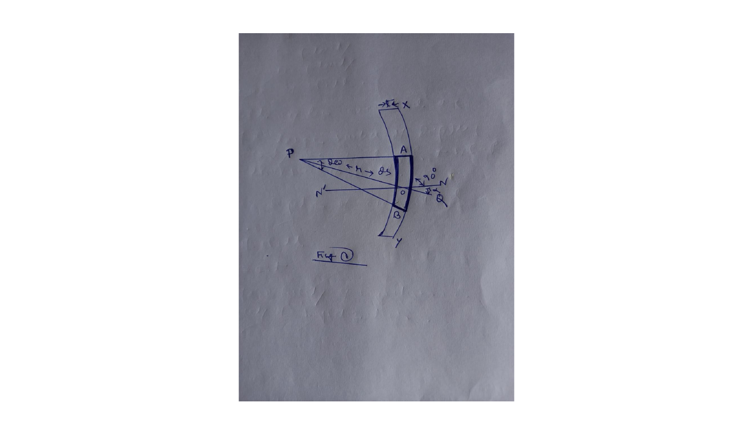Fig (a)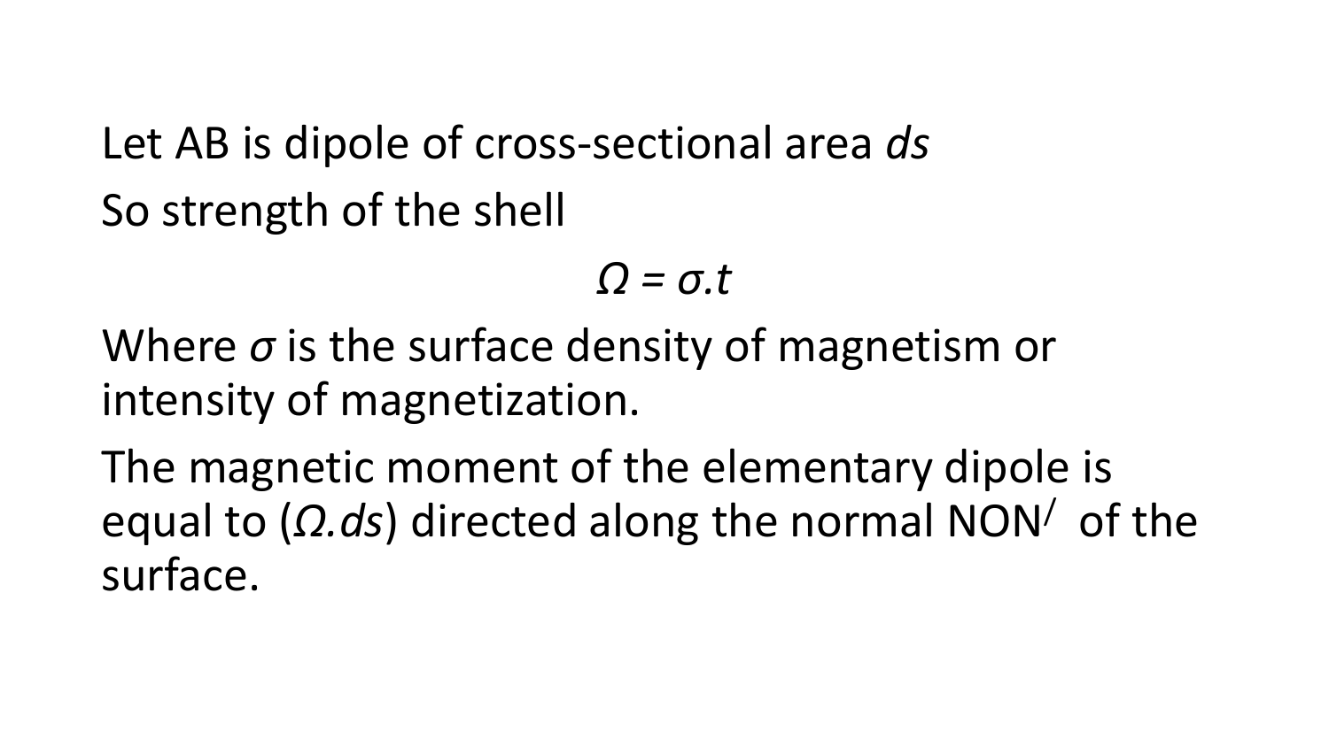Let AB is dipole of cross-sectional area *ds*

So strength of the shell

$$\Omega = \sigma . t$$

Where $\sigma$ is the surface density of magnetism or intensity of magnetization.

The magnetic moment of the elementary dipole is equal to ($\Omega . ds$) directed along the normal $NON^{/}$ of the surface.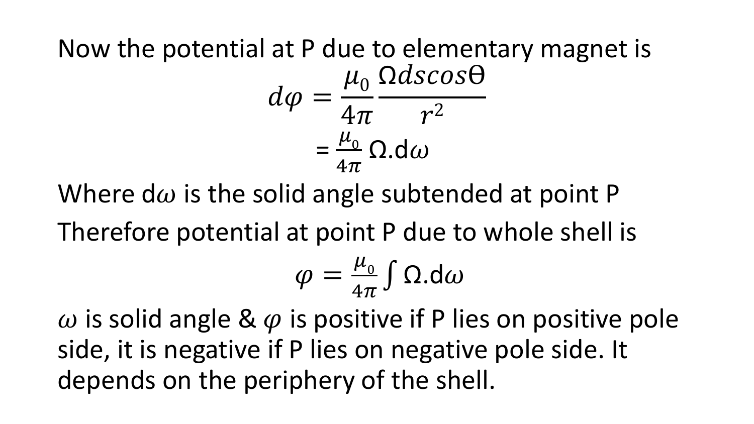Now the potential at P due to elementary magnet is

$$d\varphi = \frac{\mu_0}{4\pi}\frac{\Omega ds cos\Theta}{r^2}$$

$$= \frac{\mu_0}{4\pi}\,\Omega.\mathrm{d}\omega$$

Where $\mathrm{d}\omega$ is the solid angle subtended at point P

Therefore potential at point P due to whole shell is

$$\varphi = \frac{\mu_0}{4\pi}\int \Omega.\mathrm{d}\omega$$

$\omega$ is solid angle & $\varphi$ is positive if P lies on positive pole side, it is negative if P lies on negative pole side. It depends on the periphery of the shell.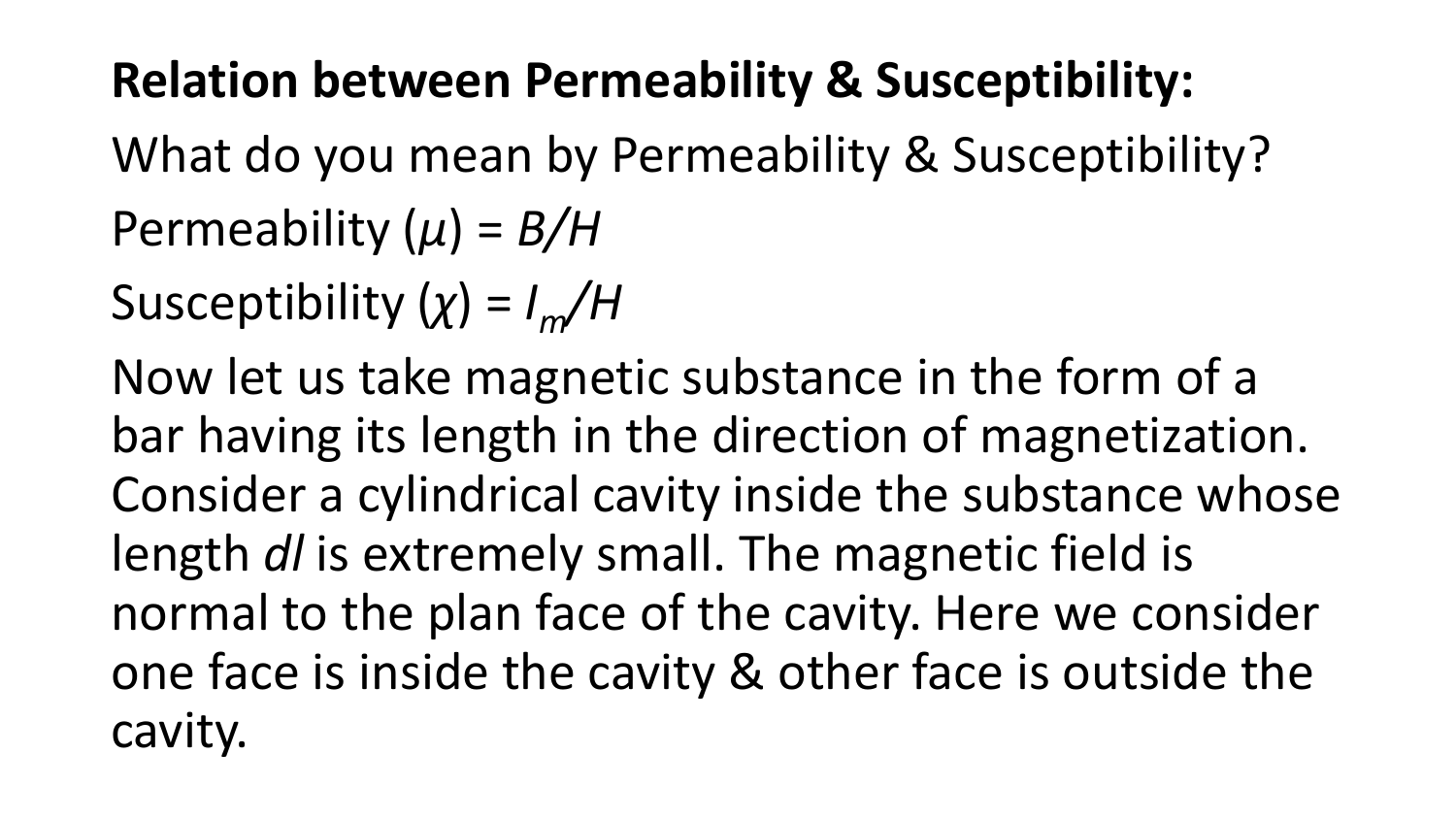**Relation between Permeability & Susceptibility:**

What do you mean by Permeability & Susceptibility?

Permeability ($\mu$) = $B/H$

Susceptibility ($\chi$) = $I_m/H$

Now let us take magnetic substance in the form of a bar having its length in the direction of magnetization. Consider a cylindrical cavity inside the substance whose length $dl$ is extremely small. The magnetic field is normal to the plan face of the cavity. Here we consider one face is inside the cavity & other face is outside the cavity.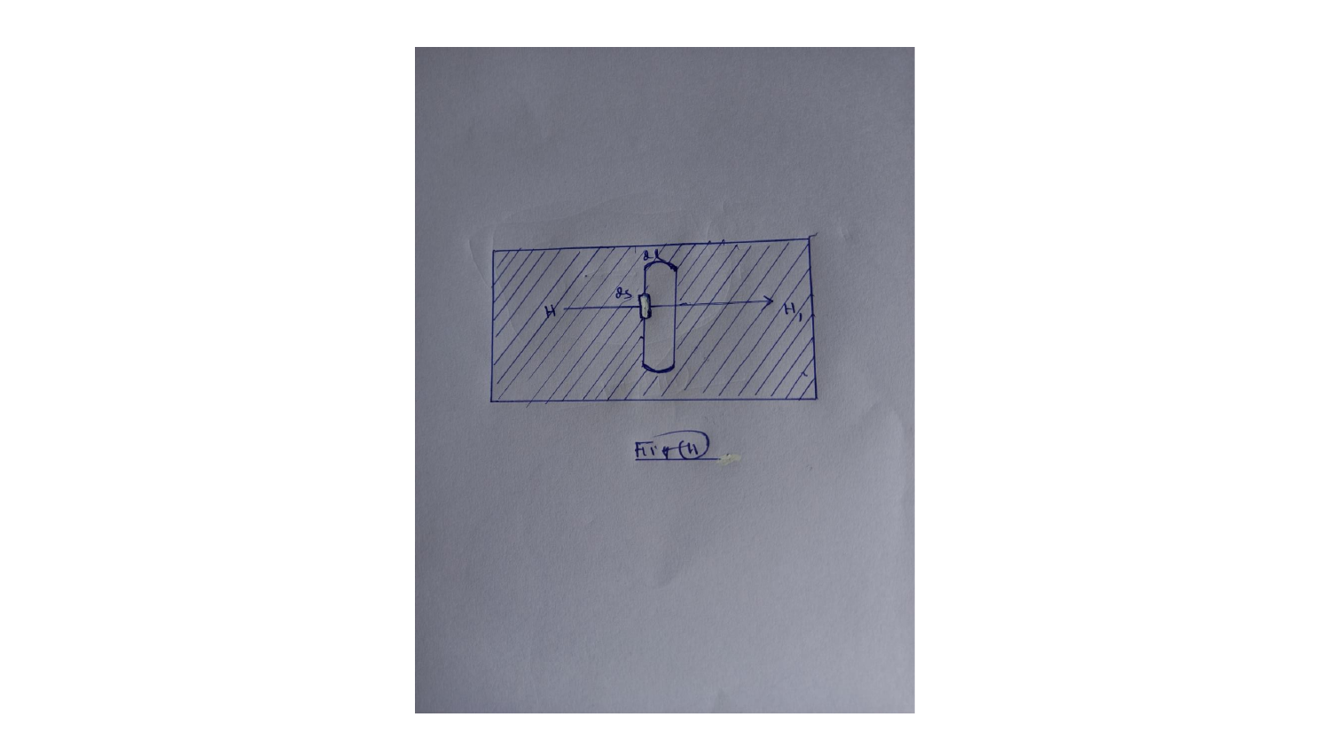Fig (1)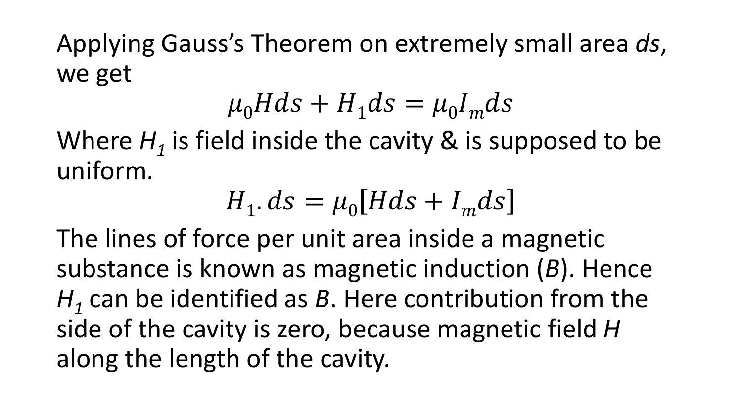Applying Gauss's Theorem on extremely small area *ds*, we get

$$\mu_0 H ds + H_1 ds = \mu_0 I_m ds$$

Where $H_1$ is field inside the cavity & is supposed to be uniform.

$$H_1 . ds = \mu_0 [H ds + I_m ds]$$

The lines of force per unit area inside a magnetic substance is known as magnetic induction (*B*). Hence $H_1$ can be identified as *B*. Here contribution from the side of the cavity is zero, because magnetic field *H* along the length of the cavity.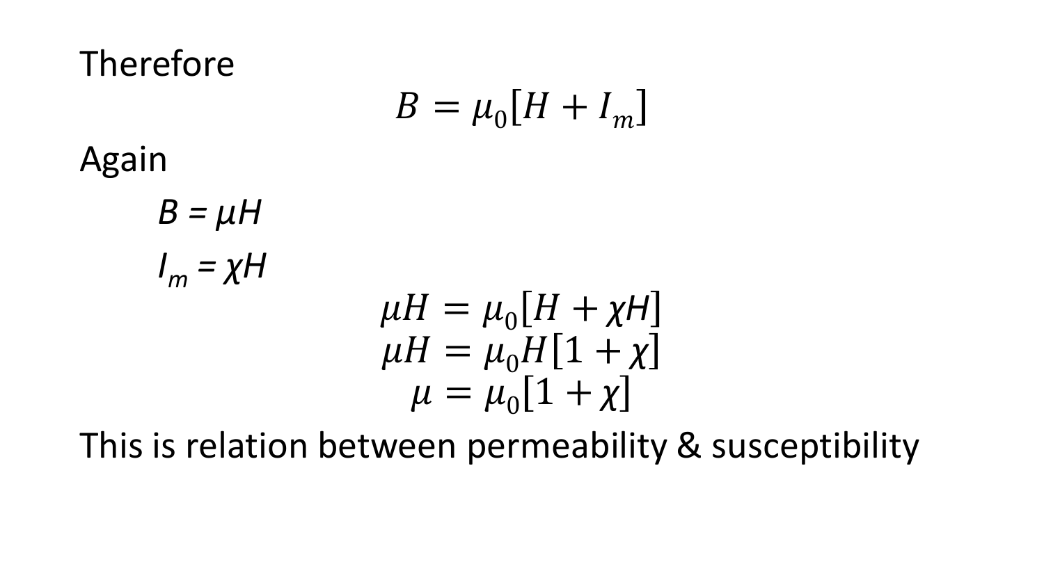Therefore

$$B = \mu_0[H + I_m]$$

Again

$B = \mu H$

$I_m = \chi H$

$$\mu H = \mu_0[H + \chi H]$$

$$\mu H = \mu_0 H[1 + \chi]$$

$$\mu = \mu_0[1 + \chi]$$

This is relation between permeability & susceptibility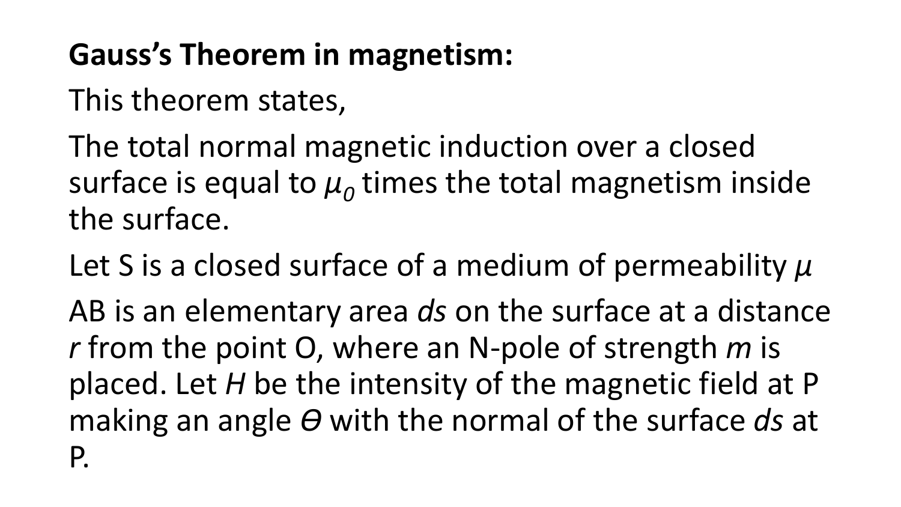**Gauss's Theorem in magnetism:**

This theorem states,

The total normal magnetic induction over a closed surface is equal to $\mu_0$ times the total magnetism inside the surface.

Let S is a closed surface of a medium of permeability $\mu$

AB is an elementary area *ds* on the surface at a distance *r* from the point O, where an N-pole of strength *m* is placed. Let *H* be the intensity of the magnetic field at P making an angle $\Theta$ with the normal of the surface *ds* at P.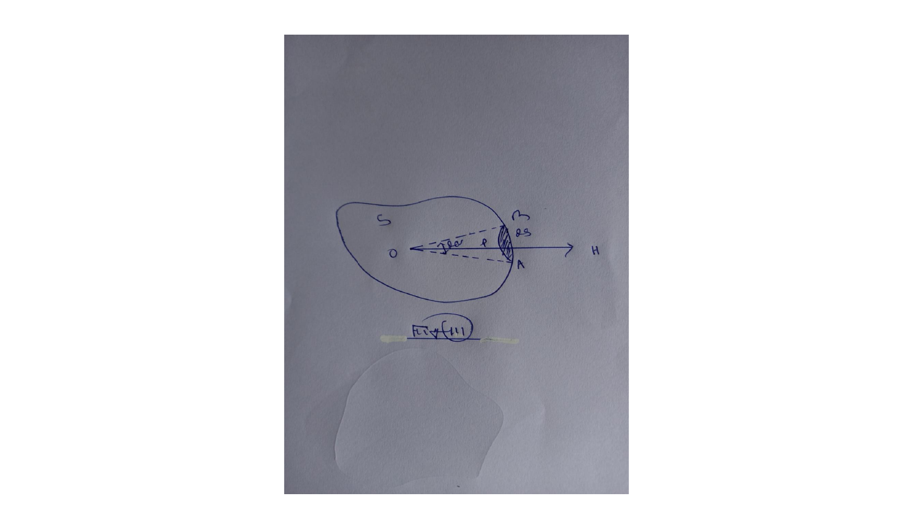Fig (11)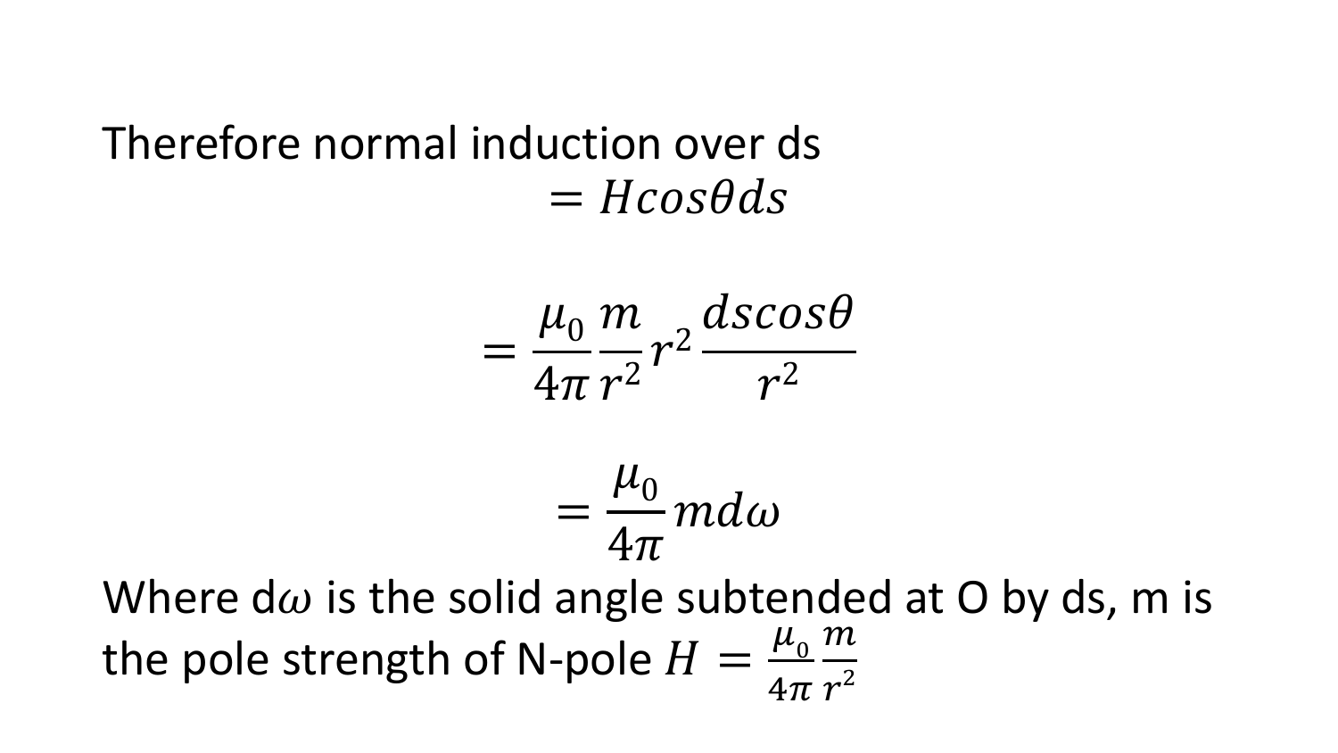Therefore normal induction over ds

$$= H\cos\theta ds$$

$$= \frac{\mu_0}{4\pi}\frac{m}{r^2}r^2\frac{ds\cos\theta}{r^2}$$

$$= \frac{\mu_0}{4\pi}md\omega$$

Where d$\omega$ is the solid angle subtended at O by ds, m is the pole strength of N-pole $H = \frac{\mu_0}{4\pi}\frac{m}{r^2}$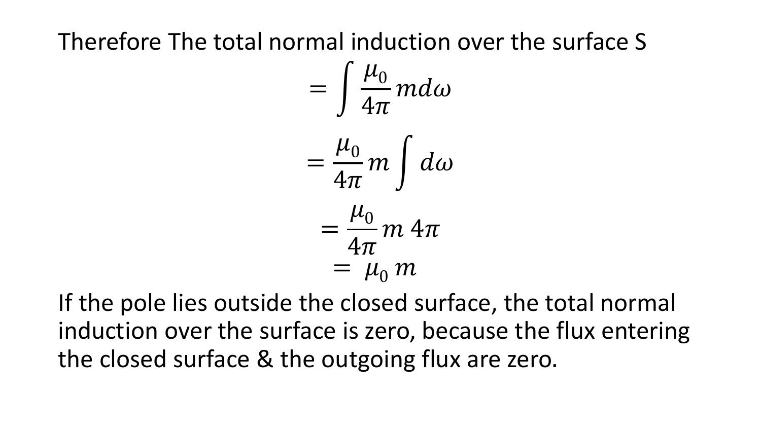Therefore The total normal induction over the surface S

$$= \int \frac{\mu_0}{4\pi} m d\omega$$

$$= \frac{\mu_0}{4\pi} m \int d\omega$$

$$= \frac{\mu_0}{4\pi} m \, 4\pi$$

$$= \mu_0 \, m$$

If the pole lies outside the closed surface, the total normal induction over the surface is zero, because the flux entering the closed surface & the outgoing flux are zero.